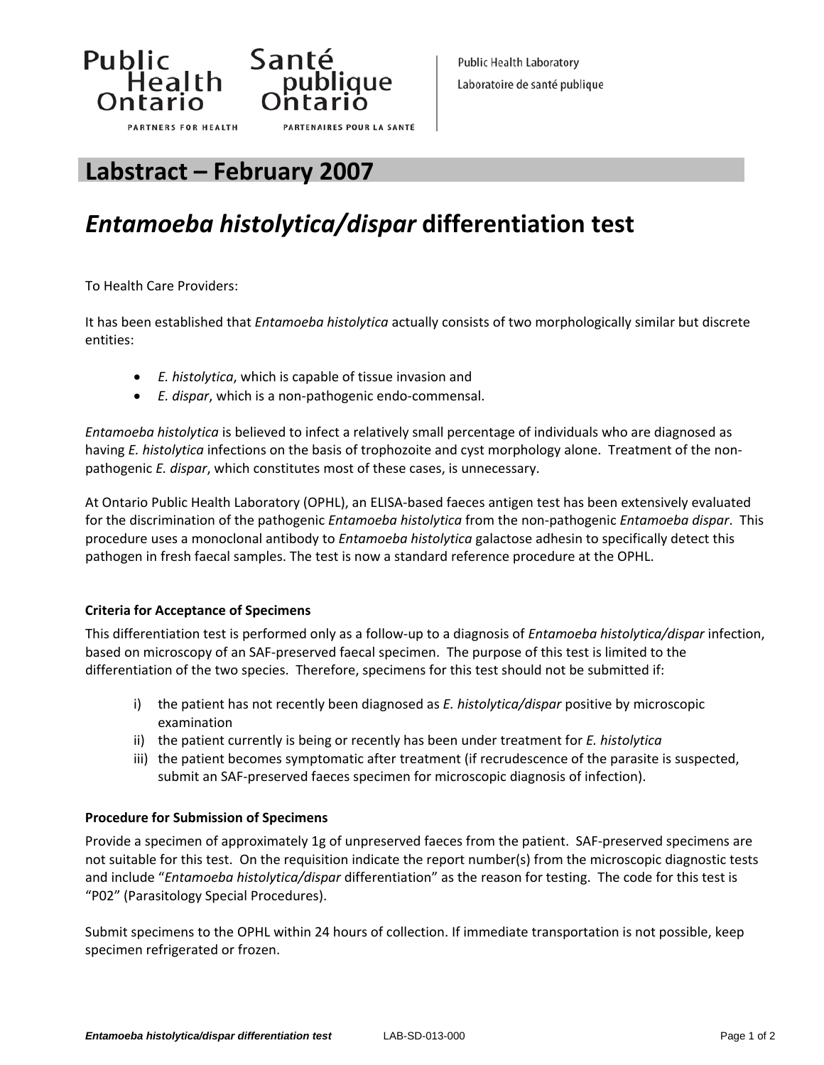Public Health Ontario — Santé publique Ontario

PARTNERS FOR HEALTH — PARTENAIRES POUR LA SANTÉ

Public Health Laboratory
Laboratoire de santé publique

## Labstract – February 2007

# *Entamoeba histolytica/dispar* differentiation test

To Health Care Providers:

It has been established that *Entamoeba histolytica* actually consists of two morphologically similar but discrete entities:

- *E. histolytica*, which is capable of tissue invasion and
- *E. dispar*, which is a non-pathogenic endo-commensal.

*Entamoeba histolytica* is believed to infect a relatively small percentage of individuals who are diagnosed as having *E. histolytica* infections on the basis of trophozoite and cyst morphology alone. Treatment of the non-pathogenic *E. dispar*, which constitutes most of these cases, is unnecessary.

At Ontario Public Health Laboratory (OPHL), an ELISA-based faeces antigen test has been extensively evaluated for the discrimination of the pathogenic *Entamoeba histolytica* from the non-pathogenic *Entamoeba dispar*. This procedure uses a monoclonal antibody to *Entamoeba histolytica* galactose adhesin to specifically detect this pathogen in fresh faecal samples. The test is now a standard reference procedure at the OPHL.

### Criteria for Acceptance of Specimens

This differentiation test is performed only as a follow-up to a diagnosis of *Entamoeba histolytica/dispar* infection, based on microscopy of an SAF-preserved faecal specimen. The purpose of this test is limited to the differentiation of the two species. Therefore, specimens for this test should not be submitted if:

i) the patient has not recently been diagnosed as *E. histolytica/dispar* positive by microscopic examination
ii) the patient currently is being or recently has been under treatment for *E. histolytica*
iii) the patient becomes symptomatic after treatment (if recrudescence of the parasite is suspected, submit an SAF-preserved faeces specimen for microscopic diagnosis of infection).

### Procedure for Submission of Specimens

Provide a specimen of approximately 1g of unpreserved faeces from the patient. SAF-preserved specimens are not suitable for this test. On the requisition indicate the report number(s) from the microscopic diagnostic tests and include "*Entamoeba histolytica/dispar* differentiation" as the reason for testing. The code for this test is "P02" (Parasitology Special Procedures).

Submit specimens to the OPHL within 24 hours of collection. If immediate transportation is not possible, keep specimen refrigerated or frozen.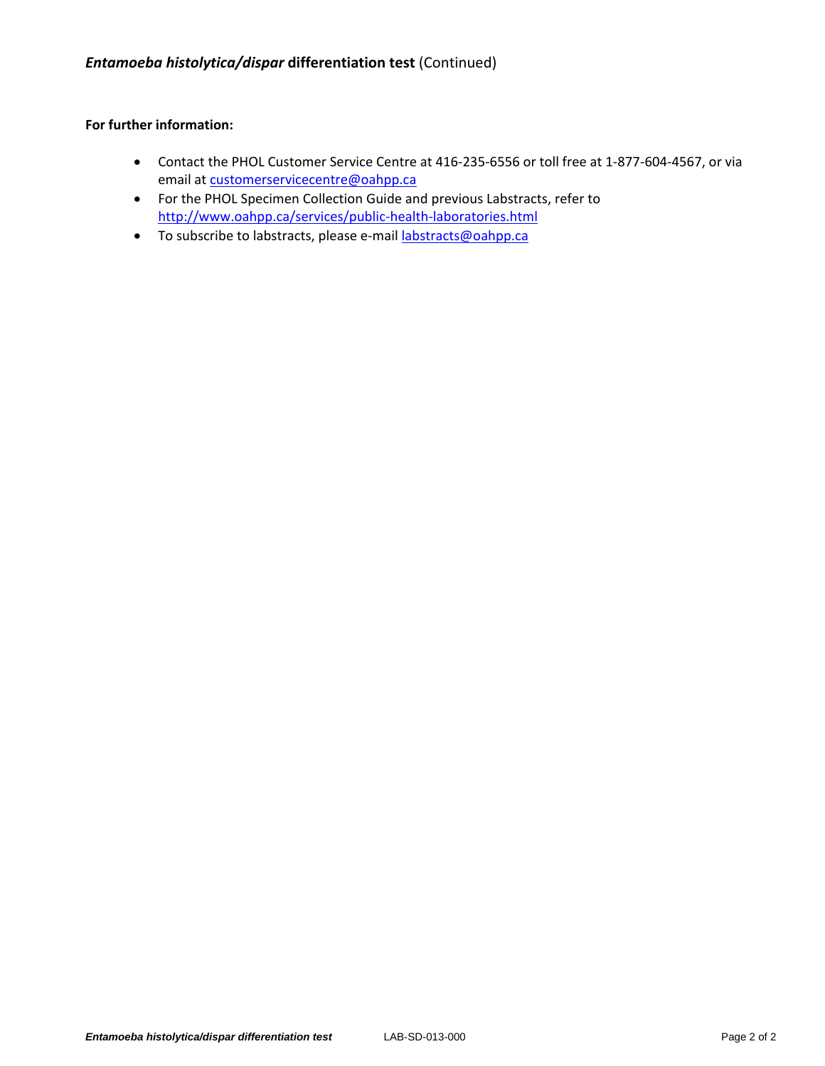## *Entamoeba histolytica/dispar* differentiation test (Continued)

**For further information:**

- Contact the PHOL Customer Service Centre at 416-235-6556 or toll free at 1-877-604-4567, or via email at customerservicecentre@oahpp.ca
- For the PHOL Specimen Collection Guide and previous Labstracts, refer to http://www.oahpp.ca/services/public-health-laboratories.html
- To subscribe to labstracts, please e-mail labstracts@oahpp.ca